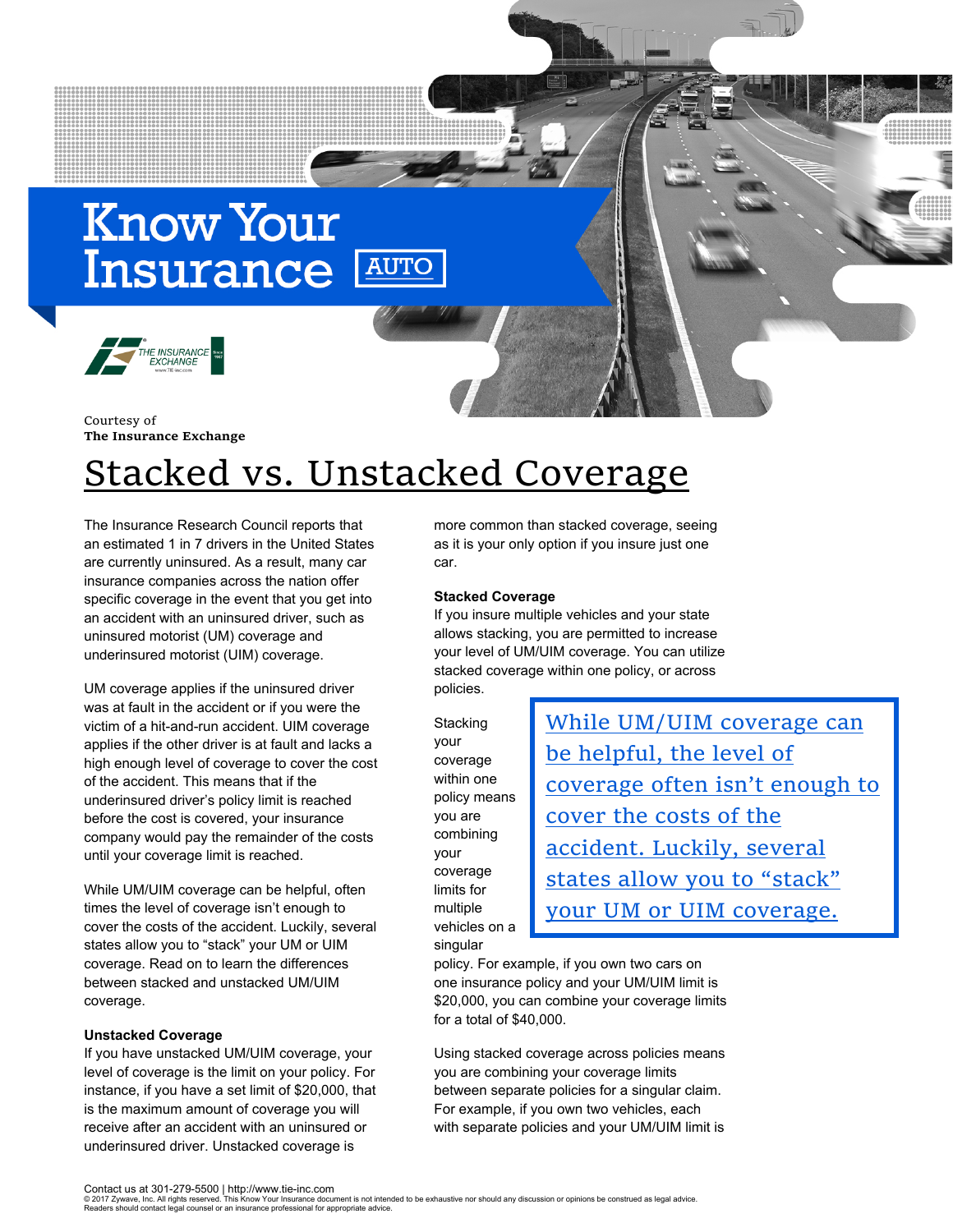# Know Your Insurance AUTO

Courtesy of
**The Insurance Exchange**

# Stacked vs. Unstacked Coverage

The Insurance Research Council reports that an estimated 1 in 7 drivers in the United States are currently uninsured. As a result, many car insurance companies across the nation offer specific coverage in the event that you get into an accident with an uninsured driver, such as uninsured motorist (UM) coverage and underinsured motorist (UIM) coverage.

UM coverage applies if the uninsured driver was at fault in the accident or if you were the victim of a hit-and-run accident. UIM coverage applies if the other driver is at fault and lacks a high enough level of coverage to cover the cost of the accident. This means that if the underinsured driver's policy limit is reached before the cost is covered, your insurance company would pay the remainder of the costs until your coverage limit is reached.

While UM/UIM coverage can be helpful, often times the level of coverage isn't enough to cover the costs of the accident. Luckily, several states allow you to "stack" your UM or UIM coverage. Read on to learn the differences between stacked and unstacked UM/UIM coverage.

### Unstacked Coverage

If you have unstacked UM/UIM coverage, your level of coverage is the limit on your policy. For instance, if you have a set limit of $20,000, that is the maximum amount of coverage you will receive after an accident with an uninsured or underinsured driver. Unstacked coverage is more common than stacked coverage, seeing as it is your only option if you insure just one car.

### Stacked Coverage

If you insure multiple vehicles and your state allows stacking, you are permitted to increase your level of UM/UIM coverage. You can utilize stacked coverage within one policy, or across policies.

> While UM/UIM coverage can be helpful, the level of coverage often isn't enough to cover the costs of the accident. Luckily, several states allow you to "stack" your UM or UIM coverage.

Stacking your coverage within one policy means you are combining your coverage limits for multiple vehicles on a singular policy. For example, if you own two cars on one insurance policy and your UM/UIM limit is $20,000, you can combine your coverage limits for a total of $40,000.

Using stacked coverage across policies means you are combining your coverage limits between separate policies for a singular claim. For example, if you own two vehicles, each with separate policies and your UM/UIM limit is

Contact us at 301-279-5500 | http://www.tie-inc.com
© 2017 Zywave, Inc. All rights reserved. This Know Your Insurance document is not intended to be exhaustive nor should any discussion or opinions be construed as legal advice. Readers should contact legal counsel or an insurance professional for appropriate advice.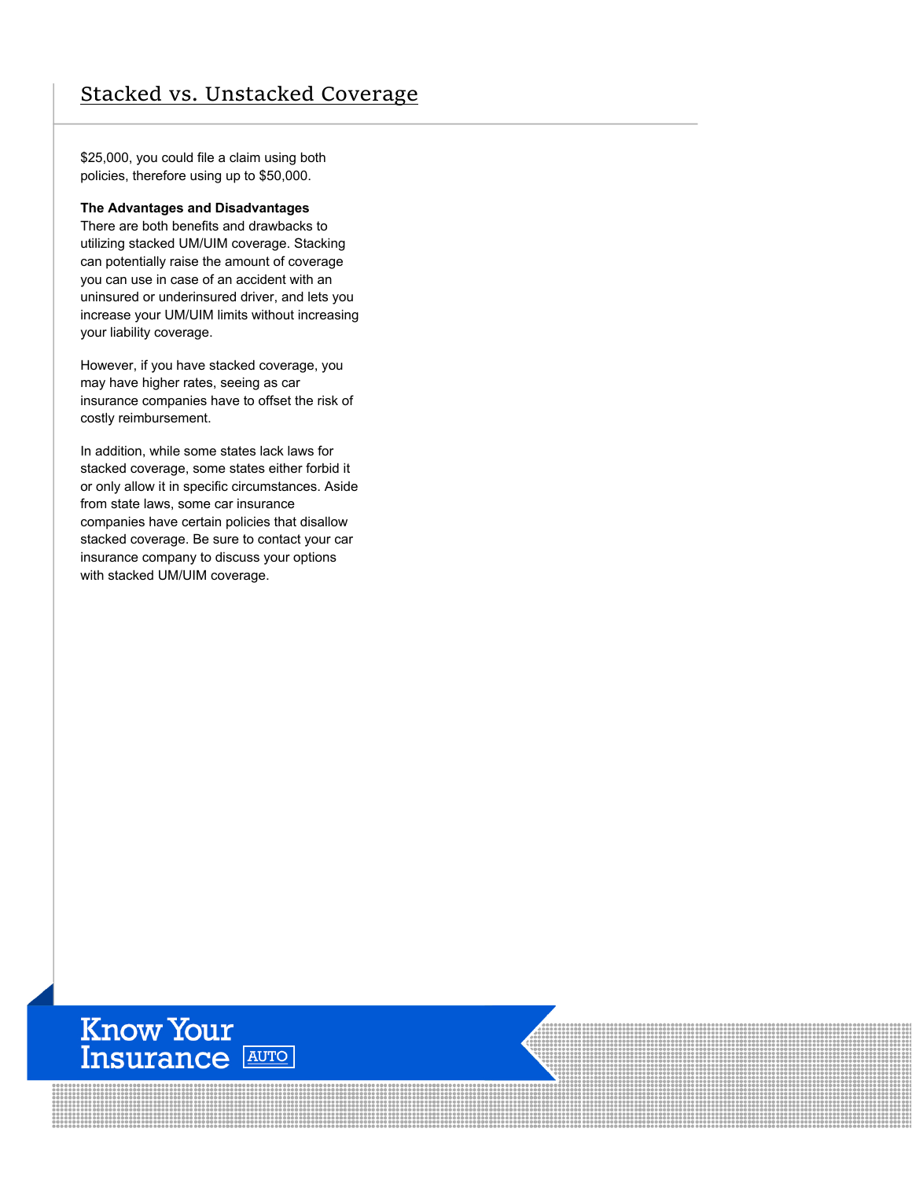$25,000, you could file a claim using both policies, therefore using up to $50,000.

**The Advantages and Disadvantages**

There are both benefits and drawbacks to utilizing stacked UM/UIM coverage. Stacking can potentially raise the amount of coverage you can use in case of an accident with an uninsured or underinsured driver, and lets you increase your UM/UIM limits without increasing your liability coverage.

However, if you have stacked coverage, you may have higher rates, seeing as car insurance companies have to offset the risk of costly reimbursement.

In addition, while some states lack laws for stacked coverage, some states either forbid it or only allow it in specific circumstances. Aside from state laws, some car insurance companies have certain policies that disallow stacked coverage. Be sure to contact your car insurance company to discuss your options with stacked UM/UIM coverage.